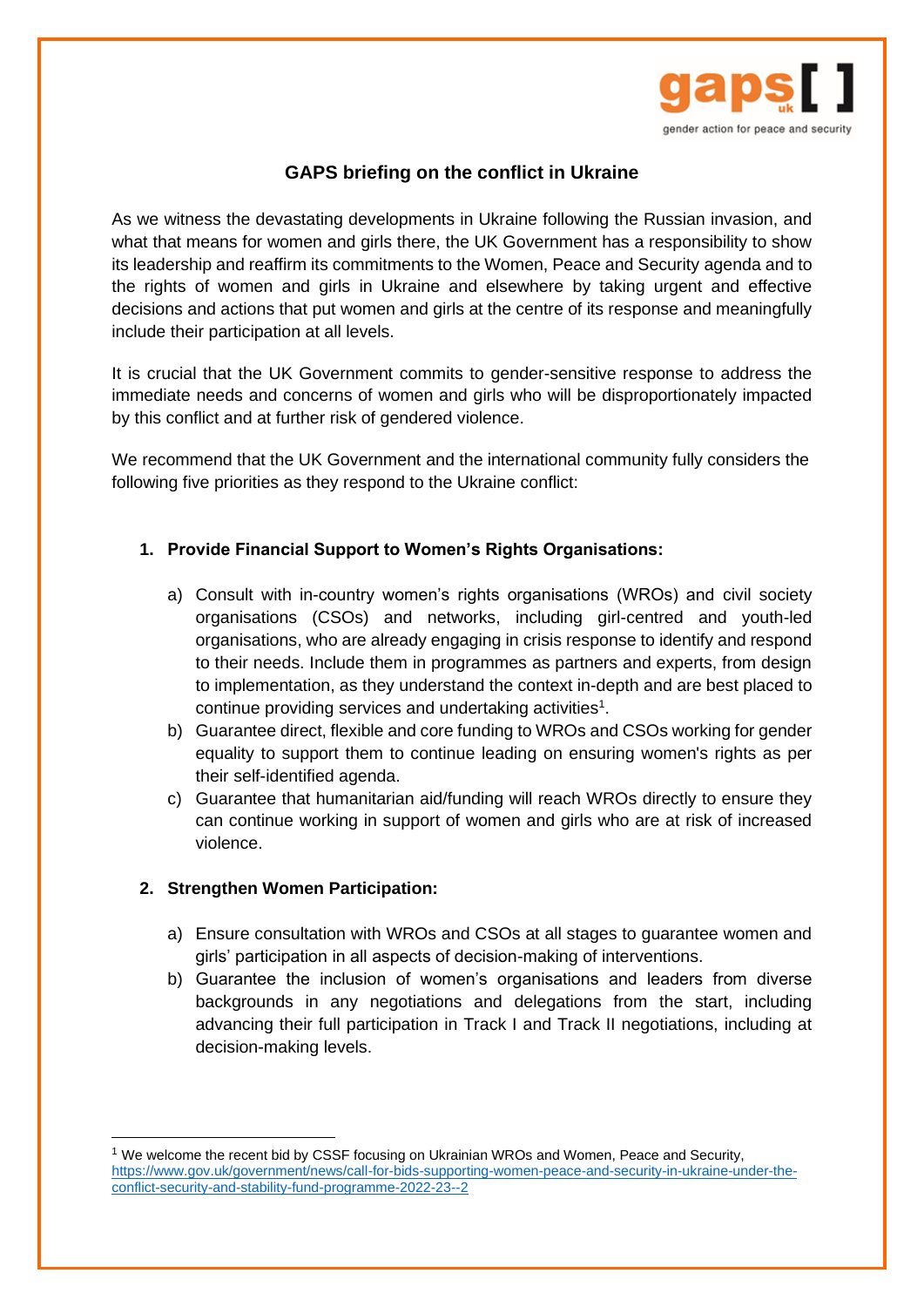# GAPS briefing on the conflict in Ukraine

As we witness the devastating developments in Ukraine following the Russian invasion, and what that means for women and girls there, the UK Government has a responsibility to show its leadership and reaffirm its commitments to the Women, Peace and Security agenda and to the rights of women and girls in Ukraine and elsewhere by taking urgent and effective decisions and actions that put women and girls at the centre of its response and meaningfully include their participation at all levels.

It is crucial that the UK Government commits to gender-sensitive response to address the immediate needs and concerns of women and girls who will be disproportionately impacted by this conflict and at further risk of gendered violence.

We recommend that the UK Government and the international community fully considers the following five priorities as they respond to the Ukraine conflict:

1. **Provide Financial Support to Women's Rights Organisations:**

   a) Consult with in-country women's rights organisations (WROs) and civil society organisations (CSOs) and networks, including girl-centred and youth-led organisations, who are already engaging in crisis response to identify and respond to their needs. Include them in programmes as partners and experts, from design to implementation, as they understand the context in-depth and are best placed to continue providing services and undertaking activities[1].

   b) Guarantee direct, flexible and core funding to WROs and CSOs working for gender equality to support them to continue leading on ensuring women's rights as per their self-identified agenda.

   c) Guarantee that humanitarian aid/funding will reach WROs directly to ensure they can continue working in support of women and girls who are at risk of increased violence.

2. **Strengthen Women Participation:**

   a) Ensure consultation with WROs and CSOs at all stages to guarantee women and girls' participation in all aspects of decision-making of interventions.

   b) Guarantee the inclusion of women's organisations and leaders from diverse backgrounds in any negotiations and delegations from the start, including advancing their full participation in Track I and Track II negotiations, including at decision-making levels.

---

[1] We welcome the recent bid by CSSF focusing on Ukrainian WROs and Women, Peace and Security, https://www.gov.uk/government/news/call-for-bids-supporting-women-peace-and-security-in-ukraine-under-the-conflict-security-and-stability-fund-programme-2022-23--2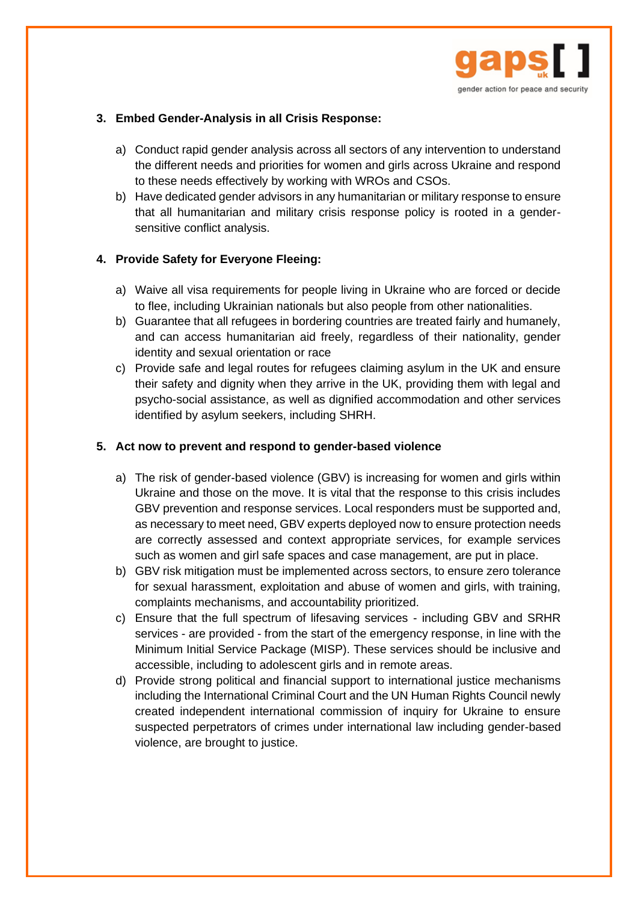3. **Embed Gender-Analysis in all Crisis Response:**

    a) Conduct rapid gender analysis across all sectors of any intervention to understand the different needs and priorities for women and girls across Ukraine and respond to these needs effectively by working with WROs and CSOs.
    b) Have dedicated gender advisors in any humanitarian or military response to ensure that all humanitarian and military crisis response policy is rooted in a gender-sensitive conflict analysis.

4. **Provide Safety for Everyone Fleeing:**

    a) Waive all visa requirements for people living in Ukraine who are forced or decide to flee, including Ukrainian nationals but also people from other nationalities.
    b) Guarantee that all refugees in bordering countries are treated fairly and humanely, and can access humanitarian aid freely, regardless of their nationality, gender identity and sexual orientation or race
    c) Provide safe and legal routes for refugees claiming asylum in the UK and ensure their safety and dignity when they arrive in the UK, providing them with legal and psycho-social assistance, as well as dignified accommodation and other services identified by asylum seekers, including SHRH.

5. **Act now to prevent and respond to gender-based violence**

    a) The risk of gender-based violence (GBV) is increasing for women and girls within Ukraine and those on the move. It is vital that the response to this crisis includes GBV prevention and response services. Local responders must be supported and, as necessary to meet need, GBV experts deployed now to ensure protection needs are correctly assessed and context appropriate services, for example services such as women and girl safe spaces and case management, are put in place.
    b) GBV risk mitigation must be implemented across sectors, to ensure zero tolerance for sexual harassment, exploitation and abuse of women and girls, with training, complaints mechanisms, and accountability prioritized.
    c) Ensure that the full spectrum of lifesaving services - including GBV and SRHR services - are provided - from the start of the emergency response, in line with the Minimum Initial Service Package (MISP). These services should be inclusive and accessible, including to adolescent girls and in remote areas.
    d) Provide strong political and financial support to international justice mechanisms including the International Criminal Court and the UN Human Rights Council newly created independent international commission of inquiry for Ukraine to ensure suspected perpetrators of crimes under international law including gender-based violence, are brought to justice.